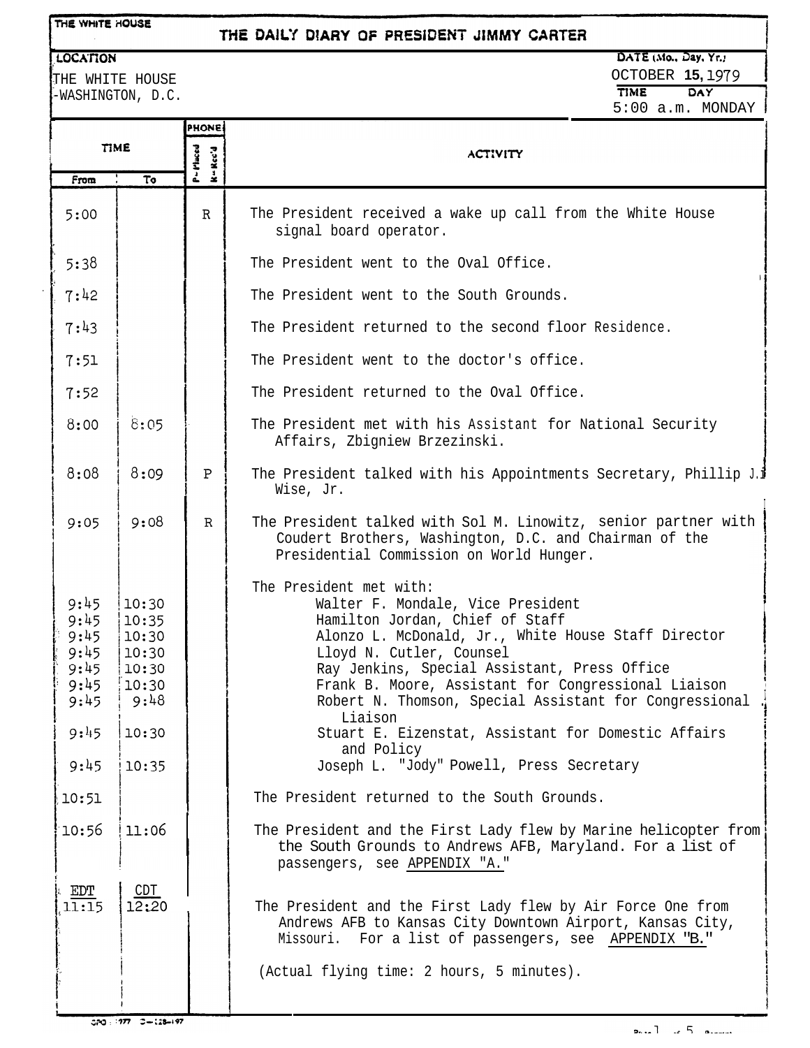THE WHITE HOUSE

# THE DAILY DIARY OF PRESIDENT JIMMY CARTER

**LOCATION**
THE WHITE HOUSE
WASHINGTON, D.C.

**DATE (Mo., Day, Yr.)**
OCTOBER 15, 1979

**TIME** 5:00 a.m. **DAY** MONDAY

| TIME From | TIME To | PHONE P=Placed R=Rec'd | ACTIVITY |
|---|---|---|---|
| 5:00 | | R | The President received a wake up call from the White House signal board operator. |
| 5:38 | | | The President went to the Oval Office. |
| 7:42 | | | The President went to the South Grounds. |
| 7:43 | | | The President returned to the second floor Residence. |
| 7:51 | | | The President went to the doctor's office. |
| 7:52 | | | The President returned to the Oval Office. |
| 8:00 | 8:05 | | The President met with his Assistant for National Security Affairs, Zbigniew Brzezinski. |
| 8:08 | 8:09 | P | The President talked with his Appointments Secretary, Phillip J. Wise, Jr. |
| 9:05 | 9:08 | R | The President talked with Sol M. Linowitz, senior partner with Coudert Brothers, Washington, D.C. and Chairman of the Presidential Commission on World Hunger. |
| | | | The President met with: |
| 9:45 | 10:30 | | Walter F. Mondale, Vice President |
| 9:45 | 10:35 | | Hamilton Jordan, Chief of Staff |
| 9:45 | 10:30 | | Alonzo L. McDonald, Jr., White House Staff Director |
| 9:45 | 10:30 | | Lloyd N. Cutler, Counsel |
| 9:45 | 10:30 | | Ray Jenkins, Special Assistant, Press Office |
| 9:45 | 10:30 | | Frank B. Moore, Assistant for Congressional Liaison |
| 9:45 | 9:48 | | Robert N. Thomson, Special Assistant for Congressional Liaison |
| 9:45 | 10:30 | | Stuart E. Eizenstat, Assistant for Domestic Affairs and Policy |
| 9:45 | 10:35 | | Joseph L. "Jody" Powell, Press Secretary |
| 10:51 | | | The President returned to the South Grounds. |
| 10:56 | 11:06 | | The President and the First Lady flew by Marine helicopter from the South Grounds to Andrews AFB, Maryland. For a list of passengers, see APPENDIX "A." |
| EDT 11:15 | CDT 12:20 | | The President and the First Lady flew by Air Force One from Andrews AFB to Kansas City Downtown Airport, Kansas City, Missouri. For a list of passengers, see APPENDIX "B." |
| | | | (Actual flying time: 2 hours, 5 minutes). |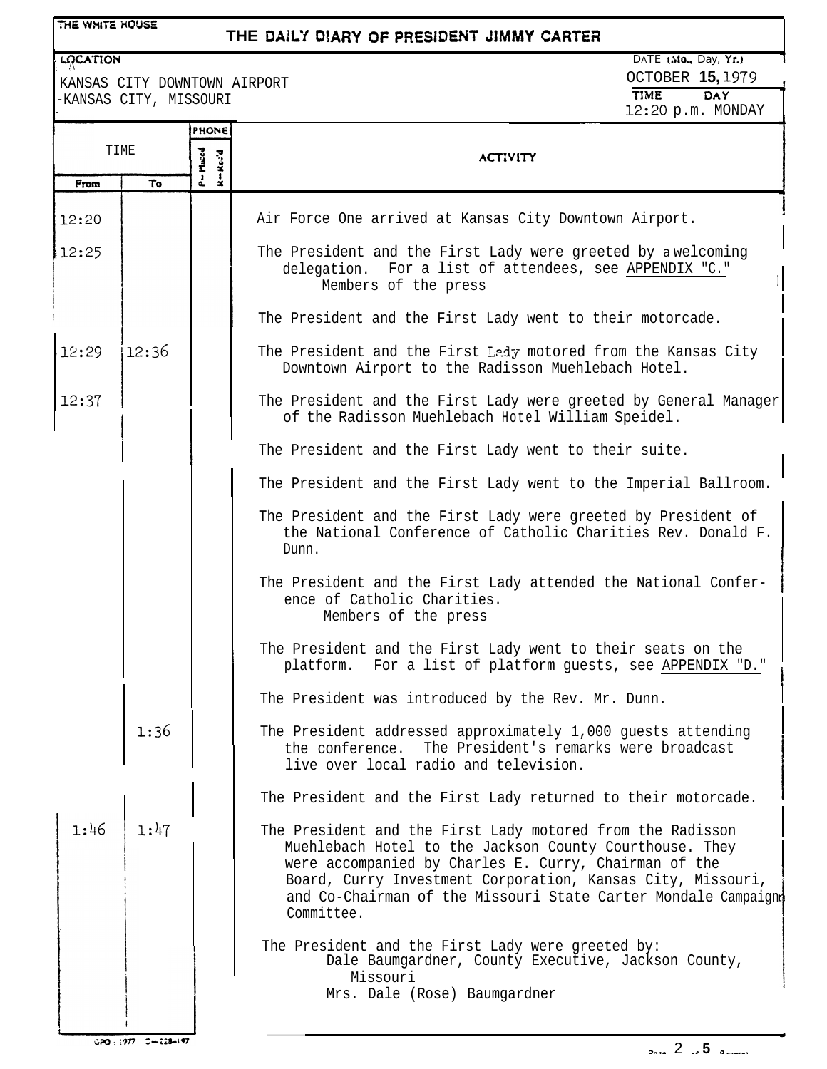THE WHITE HOUSE

# THE DAILY DIARY OF PRESIDENT JIMMY CARTER

**LOCATION**
KANSAS CITY DOWNTOWN AIRPORT
KANSAS CITY, MISSOURI

**DATE (Mo., Day, Yr.)** OCTOBER 15, 1979
**TIME** 12:20 p.m. **DAY** MONDAY

| TIME From | TIME To | PHONE P=Placed R=Rec'd | ACTIVITY |
|---|---|---|---|
| 12:20 | | | Air Force One arrived at Kansas City Downtown Airport. |
| 12:25 | | | The President and the First Lady were greeted by a welcoming delegation. For a list of attendees, see APPENDIX "C." Members of the press |
| | | | The President and the First Lady went to their motorcade. |
| 12:29 | 12:36 | | The President and the First Lady motored from the Kansas City Downtown Airport to the Radisson Muehlebach Hotel. |
| 12:37 | | | The President and the First Lady were greeted by General Manager of the Radisson Muehlebach Hotel William Speidel. |
| | | | The President and the First Lady went to their suite. |
| | | | The President and the First Lady went to the Imperial Ballroom. |
| | | | The President and the First Lady were greeted by President of the National Conference of Catholic Charities Rev. Donald F. Dunn. |
| | | | The President and the First Lady attended the National Conference of Catholic Charities. Members of the press |
| | | | The President and the First Lady went to their seats on the platform. For a list of platform guests, see APPENDIX "D." |
| | | | The President was introduced by the Rev. Mr. Dunn. |
| | 1:36 | | The President addressed approximately 1,000 guests attending the conference. The President's remarks were broadcast live over local radio and television. |
| | | | The President and the First Lady returned to their motorcade. |
| 1:46 | 1:47 | | The President and the First Lady motored from the Radisson Muehlebach Hotel to the Jackson County Courthouse. They were accompanied by Charles E. Curry, Chairman of the Board, Curry Investment Corporation, Kansas City, Missouri, and Co-Chairman of the Missouri State Carter Mondale Campaign Committee. |
| | | | The President and the First Lady were greeted by: Dale Baumgardner, County Executive, Jackson County, Missouri; Mrs. Dale (Rose) Baumgardner |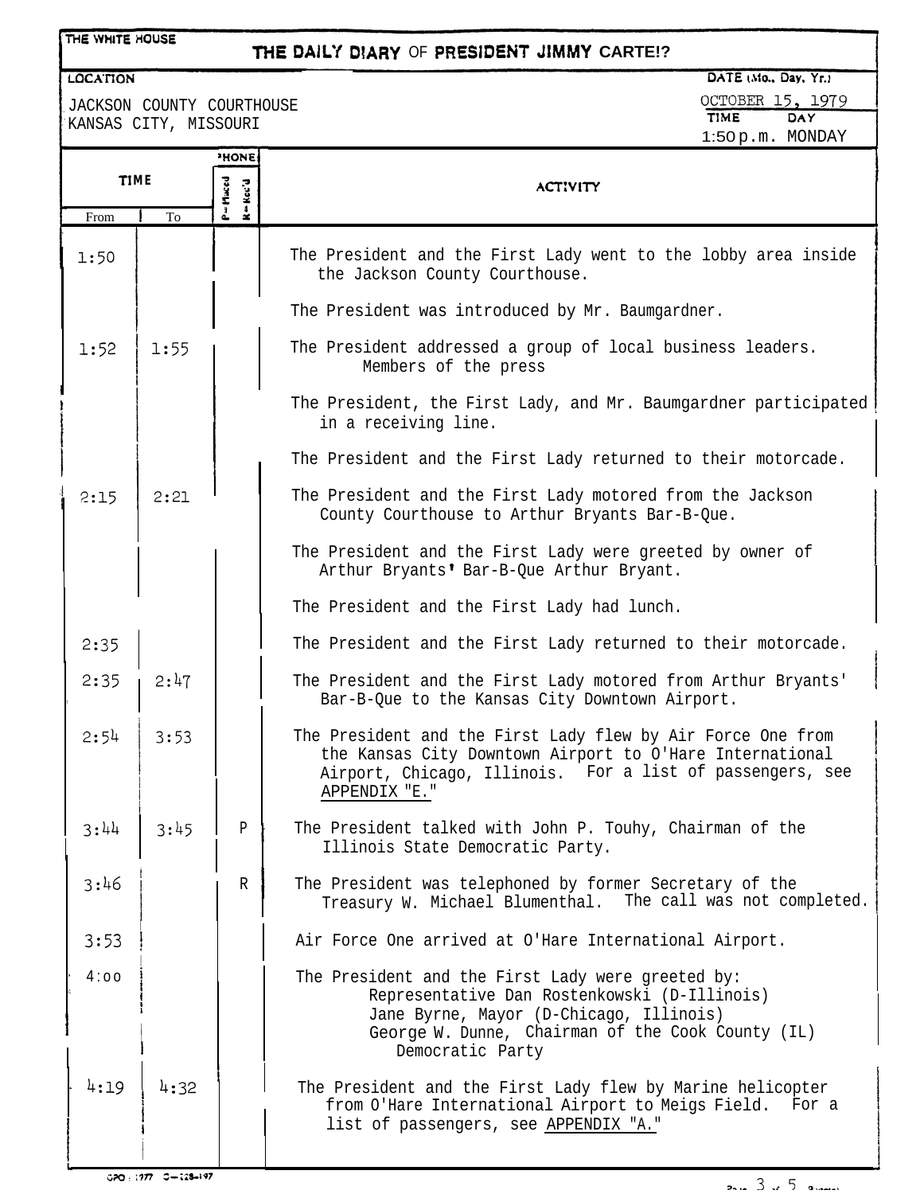THE WHITE HOUSE

# THE DAILY DIARY OF PRESIDENT JIMMY CARTER

**LOCATION**

JACKSON COUNTY COURTHOUSE
KANSAS CITY, MISSOURI

**DATE (Mo., Day, Yr.)** OCTOBER 15, 1979

**TIME** 1:50 p.m. **DAY** MONDAY

| TIME From | TIME To | PHONE P=Placed R=Rec'd | ACTIVITY |
|---|---|---|---|
| 1:50 | | | The President and the First Lady went to the lobby area inside the Jackson County Courthouse. |
| | | | The President was introduced by Mr. Baumgardner. |
| 1:52 | 1:55 | | The President addressed a group of local business leaders. Members of the press |
| | | | The President, the First Lady, and Mr. Baumgardner participated in a receiving line. |
| | | | The President and the First Lady returned to their motorcade. |
| 2:15 | 2:21 | | The President and the First Lady motored from the Jackson County Courthouse to Arthur Bryants Bar-B-Que. |
| | | | The President and the First Lady were greeted by owner of Arthur Bryants' Bar-B-Que Arthur Bryant. |
| | | | The President and the First Lady had lunch. |
| 2:35 | | | The President and the First Lady returned to their motorcade. |
| 2:35 | 2:47 | | The President and the First Lady motored from Arthur Bryants' Bar-B-Que to the Kansas City Downtown Airport. |
| 2:54 | 3:53 | | The President and the First Lady flew by Air Force One from the Kansas City Downtown Airport to O'Hare International Airport, Chicago, Illinois. For a list of passengers, see APPENDIX "E." |
| 3:44 | 3:45 | P | The President talked with John P. Touhy, Chairman of the Illinois State Democratic Party. |
| 3:46 | | R | The President was telephoned by former Secretary of the Treasury W. Michael Blumenthal. The call was not completed. |
| 3:53 | | | Air Force One arrived at O'Hare International Airport. |
| 4:00 | | | The President and the First Lady were greeted by:<br>Representative Dan Rostenkowski (D-Illinois)<br>Jane Byrne, Mayor (D-Chicago, Illinois)<br>George W. Dunne, Chairman of the Cook County (IL) Democratic Party |
| 4:19 | 4:32 | | The President and the First Lady flew by Marine helicopter from O'Hare International Airport to Meigs Field. For a list of passengers, see APPENDIX "A." |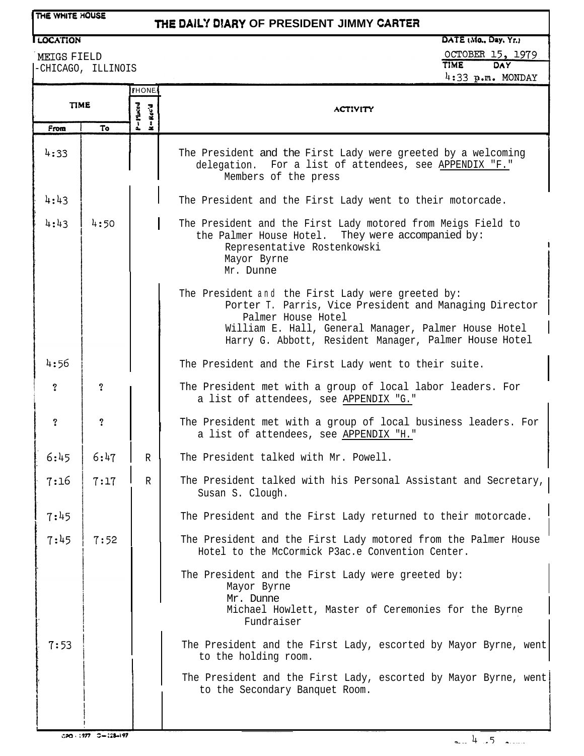THE WHITE HOUSE

# THE DAILY DIARY OF PRESIDENT JIMMY CARTER

**LOCATION**
MEIGS FIELD
CHICAGO, ILLINOIS

**DATE (Mo., Day, Yr.)** OCTOBER 15, 1979
**TIME** 4:33 p.m. **DAY** MONDAY

| TIME From | TIME To | PHONE P=Placed R=Rec'd | ACTIVITY |
|---|---|---|---|
| 4:33 | | | The President and the First Lady were greeted by a welcoming delegation. For a list of attendees, see APPENDIX "F." Members of the press |
| 4:43 | | | The President and the First Lady went to their motorcade. |
| 4:43 | 4:50 | | The President and the First Lady motored from Meigs Field to the Palmer House Hotel. They were accompanied by: Representative Rostenkowski; Mayor Byrne; Mr. Dunne |
| | | | The President and the First Lady were greeted by: Porter T. Parris, Vice President and Managing Director Palmer House Hotel; William E. Hall, General Manager, Palmer House Hotel; Harry G. Abbott, Resident Manager, Palmer House Hotel |
| 4:56 | | | The President and the First Lady went to their suite. |
| ? | ? | | The President met with a group of local labor leaders. For a list of attendees, see APPENDIX "G." |
| ? | ? | | The President met with a group of local business leaders. For a list of attendees, see APPENDIX "H." |
| 6:45 | 6:47 | R | The President talked with Mr. Powell. |
| 7:16 | 7:17 | R | The President talked with his Personal Assistant and Secretary, Susan S. Clough. |
| 7:45 | | | The President and the First Lady returned to their motorcade. |
| 7:45 | 7:52 | | The President and the First Lady motored from the Palmer House Hotel to the McCormick P3ac.e Convention Center. |
| | | | The President and the First Lady were greeted by: Mayor Byrne; Mr. Dunne; Michael Howlett, Master of Ceremonies for the Byrne Fundraiser |
| 7:53 | | | The President and the First Lady, escorted by Mayor Byrne, went to the holding room. |
| | | | The President and the First Lady, escorted by Mayor Byrne, went to the Secondary Banquet Room. |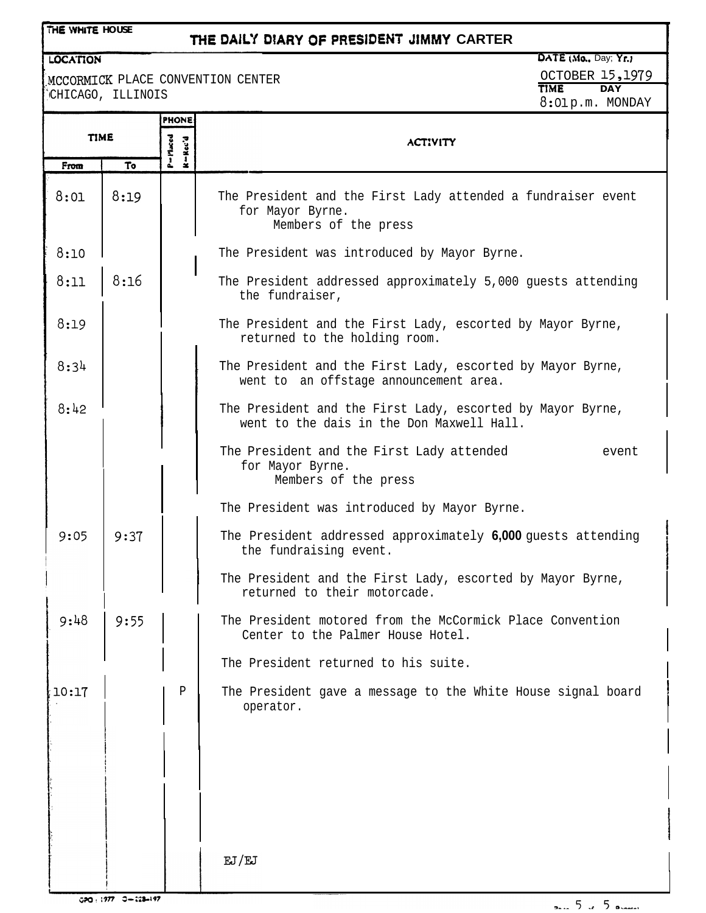THE WHITE HOUSE

# THE DAILY DIARY OF PRESIDENT JIMMY CARTER

LOCATION

MCCORMICK PLACE CONVENTION CENTER
CHICAGO, ILLINOIS

DATE (Mo., Day, Yr.)
OCTOBER 15,1979

TIME DAY
8:01 p.m. MONDAY

| TIME From | TIME To | PHONE P=Placed R=Rec'd | ACTIVITY |
|---|---|---|---|
| 8:01 | 8:19 | | The President and the First Lady attended a fundraiser event for Mayor Byrne. Members of the press |
| 8:10 | | | The President was introduced by Mayor Byrne. |
| 8:11 | 8:16 | | The President addressed approximately 5,000 guests attending the fundraiser, |
| 8:19 | | | The President and the First Lady, escorted by Mayor Byrne, returned to the holding room. |
| 8:34 | | | The President and the First Lady, escorted by Mayor Byrne, went to an offstage announcement area. |
| 8:42 | | | The President and the First Lady, escorted by Mayor Byrne, went to the dais in the Don Maxwell Hall. |
| | | | The President and the First Lady attended event for Mayor Byrne. Members of the press |
| | | | The President was introduced by Mayor Byrne. |
| 9:05 | 9:37 | | The President addressed approximately **6,000** guests attending the fundraising event. |
| | | | The President and the First Lady, escorted by Mayor Byrne, returned to their motorcade. |
| 9:48 | 9:55 | | The President motored from the McCormick Place Convention Center to the Palmer House Hotel. |
| | | | The President returned to his suite. |
| 10:17 | | P | The President gave a message to the White House signal board operator. |

EJ/EJ